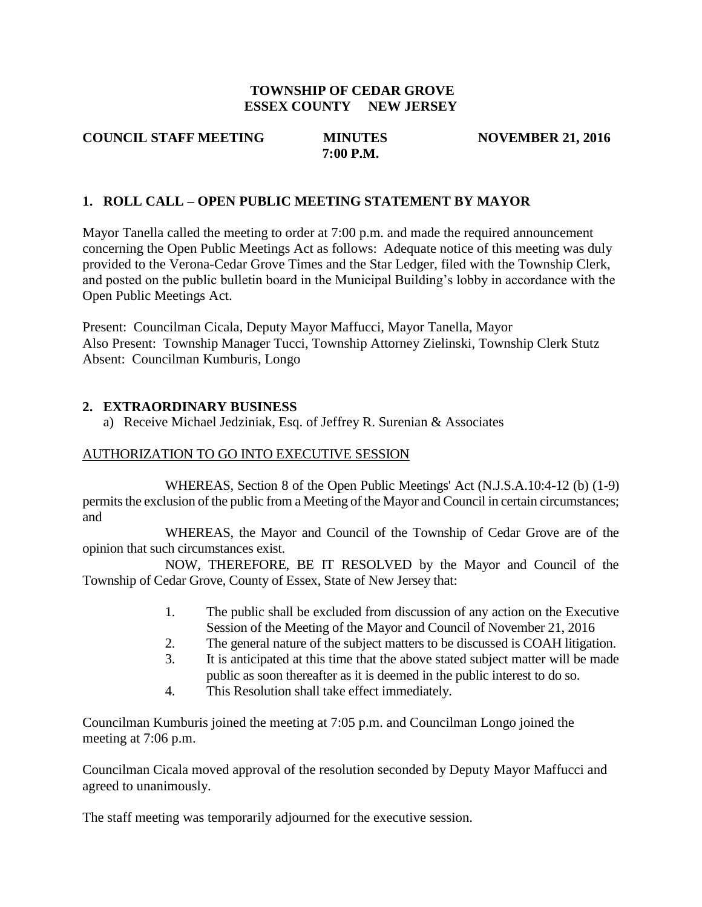**TOWNSHIP OF CEDAR GROVE**
**ESSEX COUNTY NEW JERSEY**

**COUNCIL STAFF MEETING** **MINUTES** **NOVEMBER 21, 2016**
**7:00 P.M.**

## 1. ROLL CALL – OPEN PUBLIC MEETING STATEMENT BY MAYOR

Mayor Tanella called the meeting to order at 7:00 p.m. and made the required announcement concerning the Open Public Meetings Act as follows: Adequate notice of this meeting was duly provided to the Verona-Cedar Grove Times and the Star Ledger, filed with the Township Clerk, and posted on the public bulletin board in the Municipal Building's lobby in accordance with the Open Public Meetings Act.

Present: Councilman Cicala, Deputy Mayor Maffucci, Mayor Tanella, Mayor
Also Present: Township Manager Tucci, Township Attorney Zielinski, Township Clerk Stutz
Absent: Councilman Kumburis, Longo

## 2. EXTRAORDINARY BUSINESS

a) Receive Michael Jedziniak, Esq. of Jeffrey R. Surenian & Associates

AUTHORIZATION TO GO INTO EXECUTIVE SESSION

WHEREAS, Section 8 of the Open Public Meetings' Act (N.J.S.A.10:4-12 (b) (1-9) permits the exclusion of the public from a Meeting of the Mayor and Council in certain circumstances; and

WHEREAS, the Mayor and Council of the Township of Cedar Grove are of the opinion that such circumstances exist.

NOW, THEREFORE, BE IT RESOLVED by the Mayor and Council of the Township of Cedar Grove, County of Essex, State of New Jersey that:

1. The public shall be excluded from discussion of any action on the Executive Session of the Meeting of the Mayor and Council of November 21, 2016
2. The general nature of the subject matters to be discussed is COAH litigation.
3. It is anticipated at this time that the above stated subject matter will be made public as soon thereafter as it is deemed in the public interest to do so.
4. This Resolution shall take effect immediately.

Councilman Kumburis joined the meeting at 7:05 p.m. and Councilman Longo joined the meeting at 7:06 p.m.

Councilman Cicala moved approval of the resolution seconded by Deputy Mayor Maffucci and agreed to unanimously.

The staff meeting was temporarily adjourned for the executive session.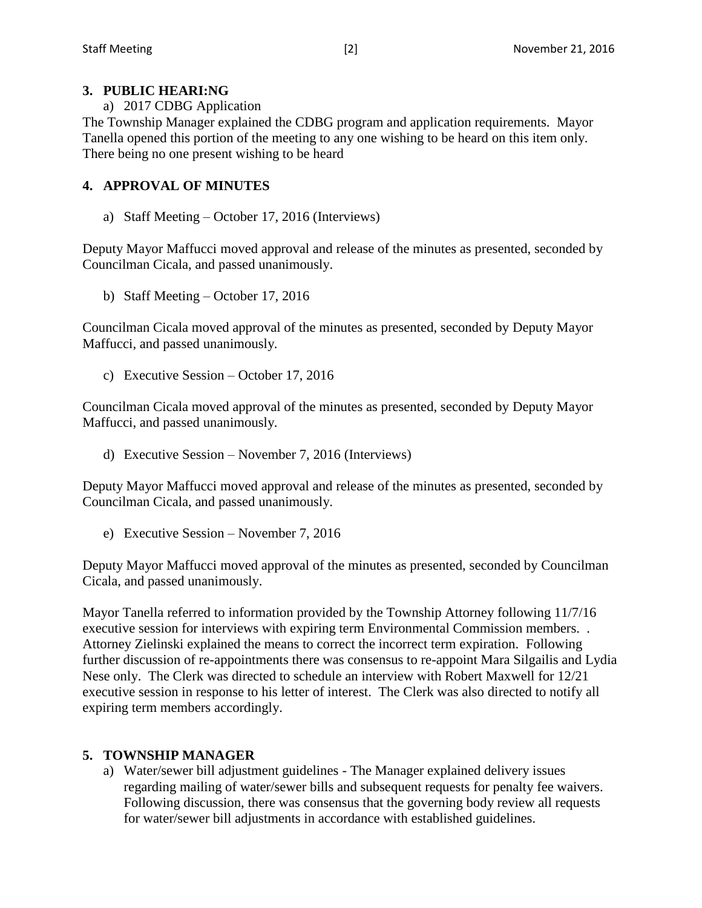## 3. PUBLIC HEARI:NG

a) 2017 CDBG Application

The Township Manager explained the CDBG program and application requirements. Mayor Tanella opened this portion of the meeting to any one wishing to be heard on this item only. There being no one present wishing to be heard

## 4. APPROVAL OF MINUTES

a) Staff Meeting – October 17, 2016 (Interviews)

Deputy Mayor Maffucci moved approval and release of the minutes as presented, seconded by Councilman Cicala, and passed unanimously.

b) Staff Meeting – October 17, 2016

Councilman Cicala moved approval of the minutes as presented, seconded by Deputy Mayor Maffucci, and passed unanimously.

c) Executive Session – October 17, 2016

Councilman Cicala moved approval of the minutes as presented, seconded by Deputy Mayor Maffucci, and passed unanimously.

d) Executive Session – November 7, 2016 (Interviews)

Deputy Mayor Maffucci moved approval and release of the minutes as presented, seconded by Councilman Cicala, and passed unanimously.

e) Executive Session – November 7, 2016

Deputy Mayor Maffucci moved approval of the minutes as presented, seconded by Councilman Cicala, and passed unanimously.

Mayor Tanella referred to information provided by the Township Attorney following 11/7/16 executive session for interviews with expiring term Environmental Commission members. . Attorney Zielinski explained the means to correct the incorrect term expiration. Following further discussion of re-appointments there was consensus to re-appoint Mara Silgailis and Lydia Nese only. The Clerk was directed to schedule an interview with Robert Maxwell for 12/21 executive session in response to his letter of interest. The Clerk was also directed to notify all expiring term members accordingly.

## 5. TOWNSHIP MANAGER

a) Water/sewer bill adjustment guidelines - The Manager explained delivery issues regarding mailing of water/sewer bills and subsequent requests for penalty fee waivers. Following discussion, there was consensus that the governing body review all requests for water/sewer bill adjustments in accordance with established guidelines.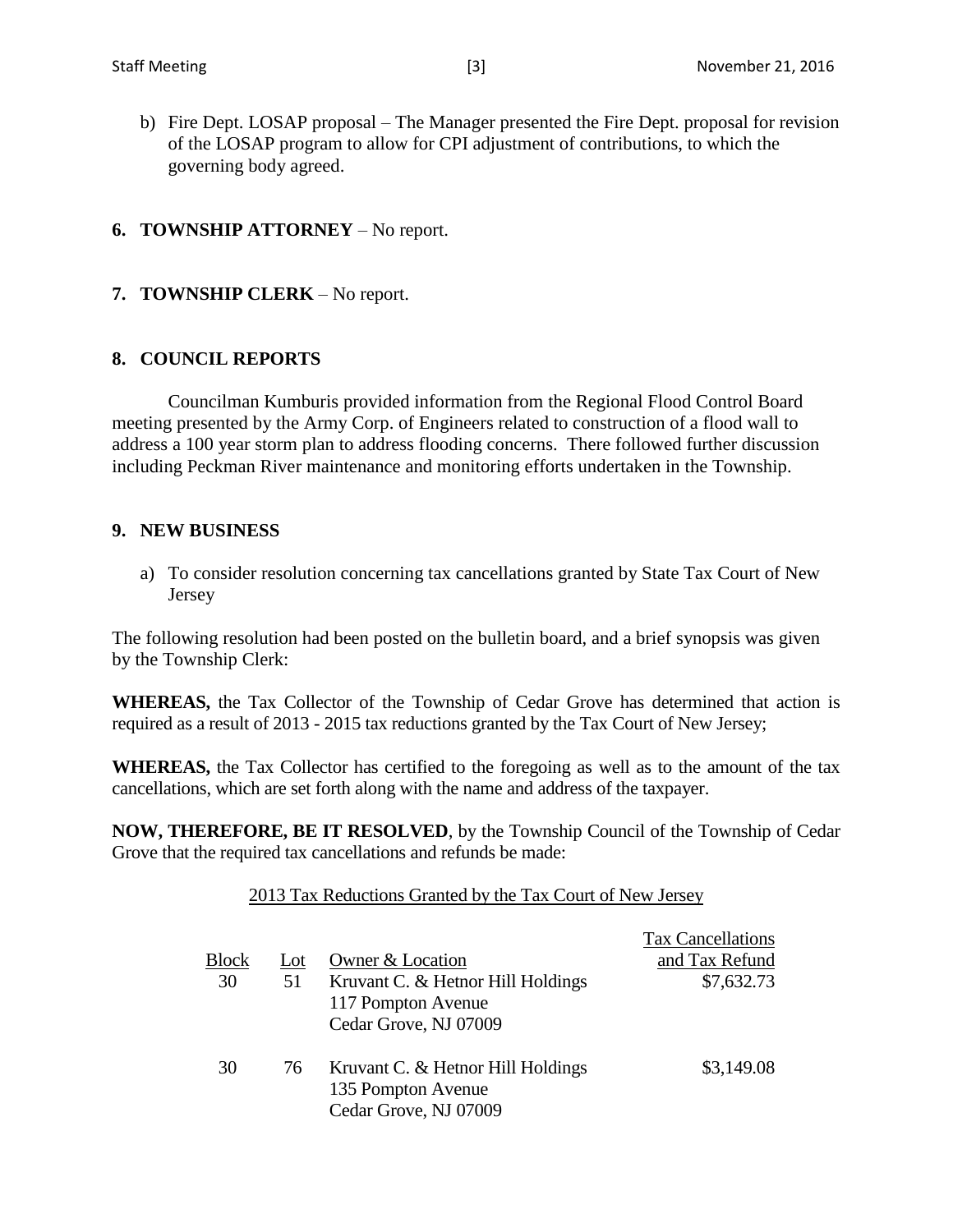b) Fire Dept. LOSAP proposal – The Manager presented the Fire Dept. proposal for revision of the LOSAP program to allow for CPI adjustment of contributions, to which the governing body agreed.

**6. TOWNSHIP ATTORNEY** – No report.

**7. TOWNSHIP CLERK** – No report.

**8. COUNCIL REPORTS**

Councilman Kumburis provided information from the Regional Flood Control Board meeting presented by the Army Corp. of Engineers related to construction of a flood wall to address a 100 year storm plan to address flooding concerns. There followed further discussion including Peckman River maintenance and monitoring efforts undertaken in the Township.

**9. NEW BUSINESS**

a) To consider resolution concerning tax cancellations granted by State Tax Court of New Jersey

The following resolution had been posted on the bulletin board, and a brief synopsis was given by the Township Clerk:

**WHEREAS,** the Tax Collector of the Township of Cedar Grove has determined that action is required as a result of 2013 - 2015 tax reductions granted by the Tax Court of New Jersey;

**WHEREAS,** the Tax Collector has certified to the foregoing as well as to the amount of the tax cancellations, which are set forth along with the name and address of the taxpayer.

**NOW, THEREFORE, BE IT RESOLVED**, by the Township Council of the Township of Cedar Grove that the required tax cancellations and refunds be made:

2013 Tax Reductions Granted by the Tax Court of New Jersey

| Block | Lot | Owner & Location | Tax Cancellations and Tax Refund |
|---|---|---|---|
| 30 | 51 | Kruvant C. & Hetnor Hill Holdings<br>117 Pompton Avenue<br>Cedar Grove, NJ 07009 | $7,632.73 |
| 30 | 76 | Kruvant C. & Hetnor Hill Holdings<br>135 Pompton Avenue<br>Cedar Grove, NJ 07009 | $3,149.08 |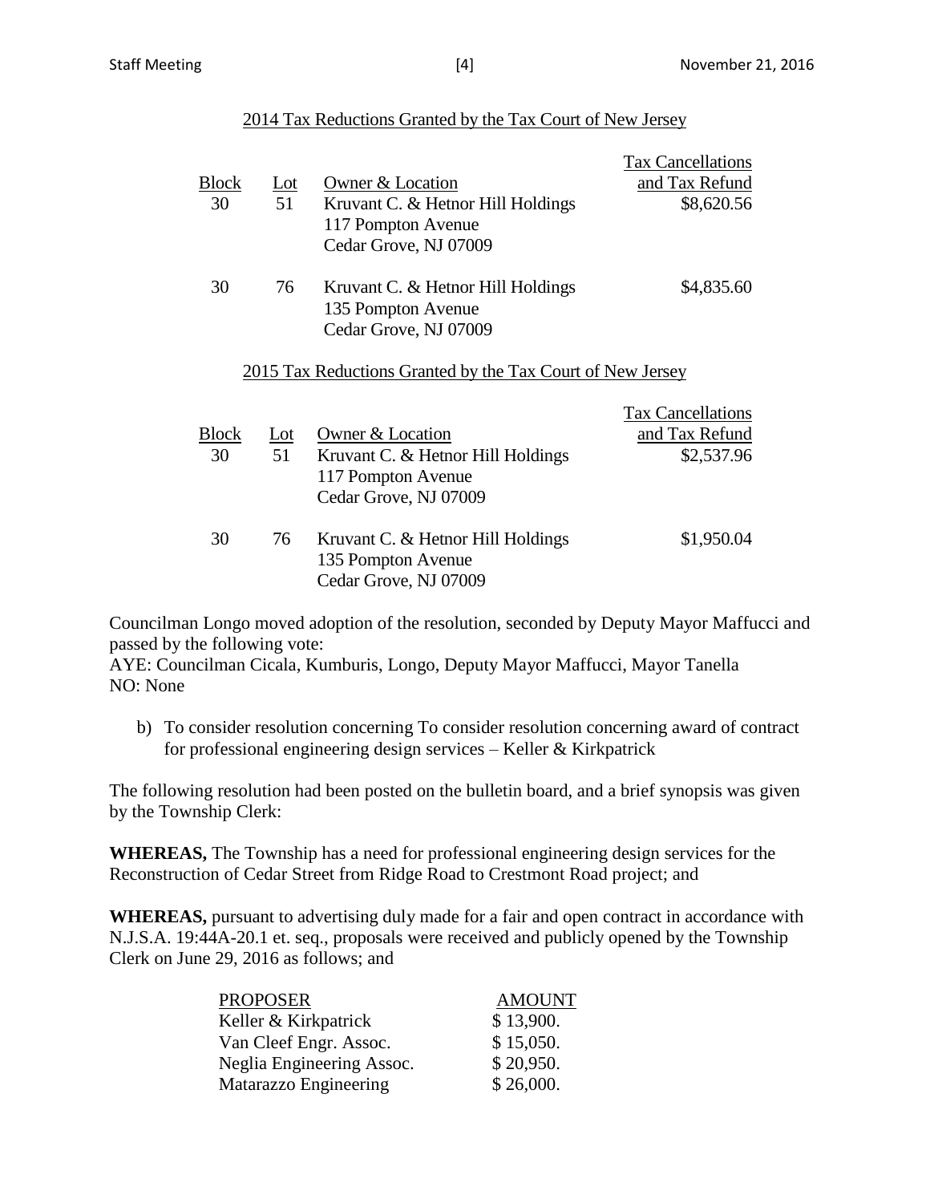<u>2014 Tax Reductions Granted by the Tax Court of New Jersey</u>

| Block | Lot | Owner & Location | Tax Cancellations and Tax Refund |
|---|---|---|---|
| 30 | 51 | Kruvant C. & Hetnor Hill Holdings<br>117 Pompton Avenue<br>Cedar Grove, NJ 07009 | $8,620.56 |
| 30 | 76 | Kruvant C. & Hetnor Hill Holdings<br>135 Pompton Avenue<br>Cedar Grove, NJ 07009 | $4,835.60 |

<u>2015 Tax Reductions Granted by the Tax Court of New Jersey</u>

| Block | Lot | Owner & Location | Tax Cancellations and Tax Refund |
|---|---|---|---|
| 30 | 51 | Kruvant C. & Hetnor Hill Holdings<br>117 Pompton Avenue<br>Cedar Grove, NJ 07009 | $2,537.96 |
| 30 | 76 | Kruvant C. & Hetnor Hill Holdings<br>135 Pompton Avenue<br>Cedar Grove, NJ 07009 | $1,950.04 |

Councilman Longo moved adoption of the resolution, seconded by Deputy Mayor Maffucci and passed by the following vote:
AYE: Councilman Cicala, Kumburis, Longo, Deputy Mayor Maffucci, Mayor Tanella
NO: None

b) To consider resolution concerning To consider resolution concerning award of contract for professional engineering design services – Keller & Kirkpatrick

The following resolution had been posted on the bulletin board, and a brief synopsis was given by the Township Clerk:

**WHEREAS,** The Township has a need for professional engineering design services for the Reconstruction of Cedar Street from Ridge Road to Crestmont Road project; and

**WHEREAS,** pursuant to advertising duly made for a fair and open contract in accordance with N.J.S.A. 19:44A-20.1 et. seq., proposals were received and publicly opened by the Township Clerk on June 29, 2016 as follows; and

| PROPOSER | AMOUNT |
|---|---|
| Keller & Kirkpatrick | $ 13,900. |
| Van Cleef Engr. Assoc. | $ 15,050. |
| Neglia Engineering Assoc. | $ 20,950. |
| Matarazzo Engineering | $ 26,000. |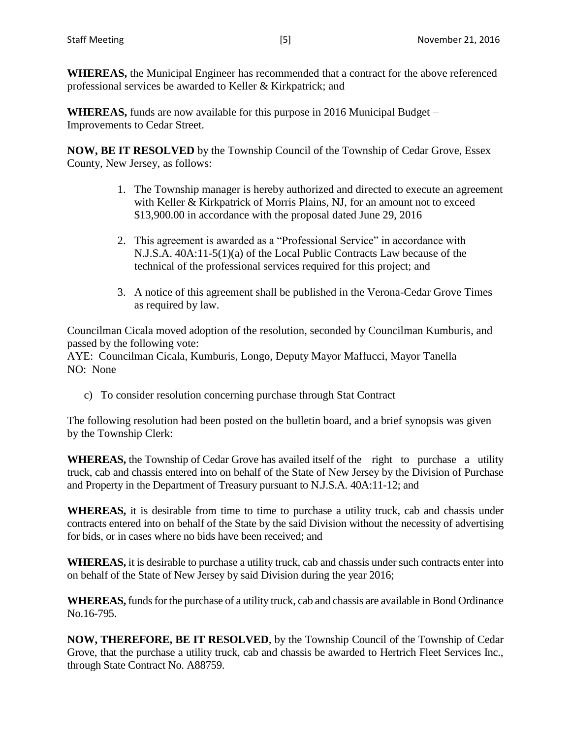**WHEREAS,** the Municipal Engineer has recommended that a contract for the above referenced professional services be awarded to Keller & Kirkpatrick; and

**WHEREAS,** funds are now available for this purpose in 2016 Municipal Budget – Improvements to Cedar Street.

**NOW, BE IT RESOLVED** by the Township Council of the Township of Cedar Grove, Essex County, New Jersey, as follows:

1. The Township manager is hereby authorized and directed to execute an agreement with Keller & Kirkpatrick of Morris Plains, NJ, for an amount not to exceed $13,900.00 in accordance with the proposal dated June 29, 2016

2. This agreement is awarded as a "Professional Service" in accordance with N.J.S.A. 40A:11-5(1)(a) of the Local Public Contracts Law because of the technical of the professional services required for this project; and

3. A notice of this agreement shall be published in the Verona-Cedar Grove Times as required by law.

Councilman Cicala moved adoption of the resolution, seconded by Councilman Kumburis, and passed by the following vote:
AYE: Councilman Cicala, Kumburis, Longo, Deputy Mayor Maffucci, Mayor Tanella
NO: None

c) To consider resolution concerning purchase through Stat Contract

The following resolution had been posted on the bulletin board, and a brief synopsis was given by the Township Clerk:

**WHEREAS,** the Township of Cedar Grove has availed itself of the right to purchase a utility truck, cab and chassis entered into on behalf of the State of New Jersey by the Division of Purchase and Property in the Department of Treasury pursuant to N.J.S.A. 40A:11-12; and

**WHEREAS,** it is desirable from time to time to purchase a utility truck, cab and chassis under contracts entered into on behalf of the State by the said Division without the necessity of advertising for bids, or in cases where no bids have been received; and

**WHEREAS,** it is desirable to purchase a utility truck, cab and chassis under such contracts enter into on behalf of the State of New Jersey by said Division during the year 2016;

**WHEREAS,** funds for the purchase of a utility truck, cab and chassis are available in Bond Ordinance No.16-795.

**NOW, THEREFORE, BE IT RESOLVED**, by the Township Council of the Township of Cedar Grove, that the purchase a utility truck, cab and chassis be awarded to Hertrich Fleet Services Inc., through State Contract No. A88759.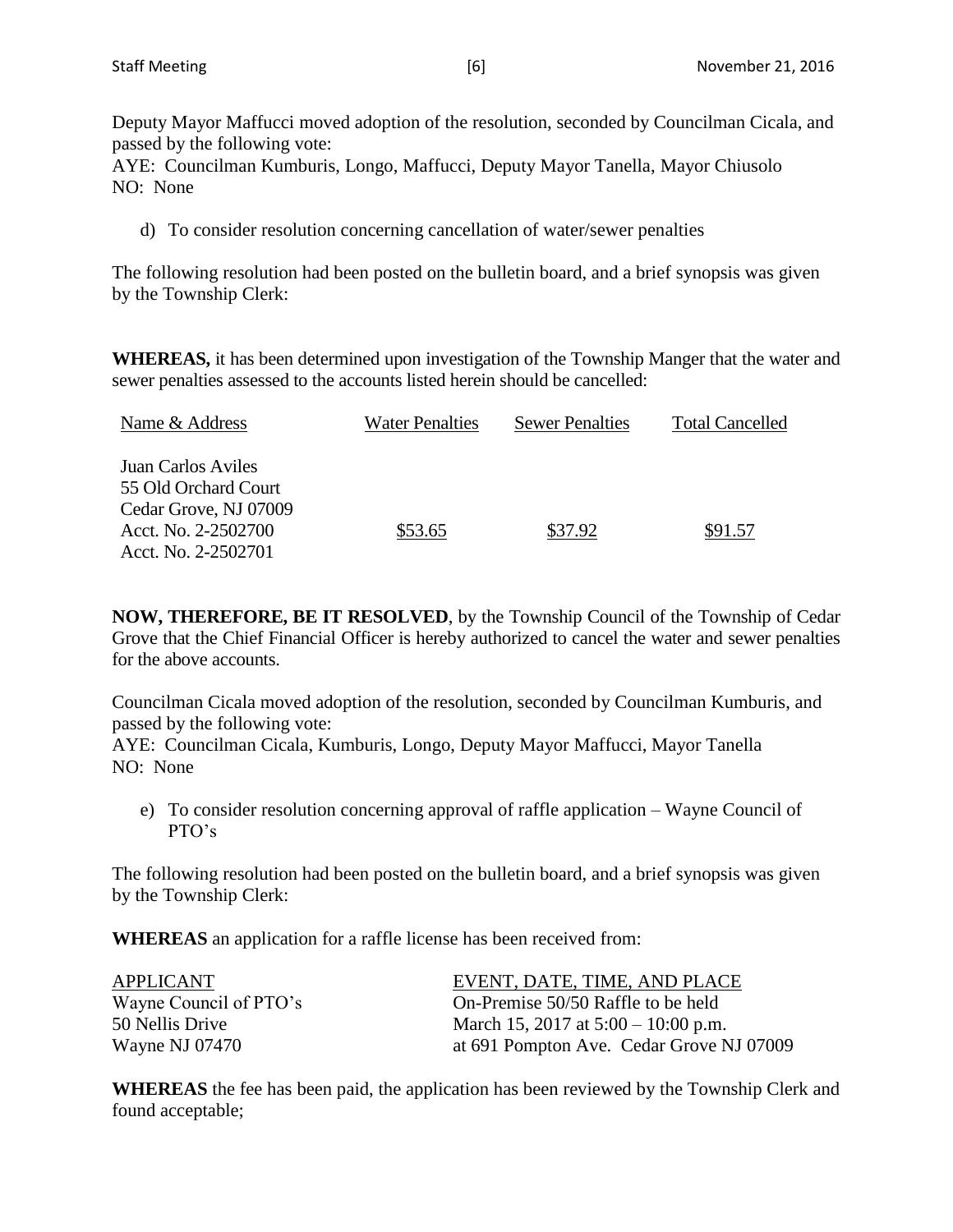Deputy Mayor Maffucci moved adoption of the resolution, seconded by Councilman Cicala, and passed by the following vote:
AYE: Councilman Kumburis, Longo, Maffucci, Deputy Mayor Tanella, Mayor Chiusolo
NO: None

d) To consider resolution concerning cancellation of water/sewer penalties

The following resolution had been posted on the bulletin board, and a brief synopsis was given by the Township Clerk:

**WHEREAS,** it has been determined upon investigation of the Township Manger that the water and sewer penalties assessed to the accounts listed herein should be cancelled:

| Name & Address | Water Penalties | Sewer Penalties | Total Cancelled |
|---|---|---|---|
| Juan Carlos Aviles<br>55 Old Orchard Court<br>Cedar Grove, NJ 07009<br>Acct. No. 2-2502700<br>Acct. No. 2-2502701 | \$53.65 | \$37.92 | \$91.57 |

**NOW, THEREFORE, BE IT RESOLVED**, by the Township Council of the Township of Cedar Grove that the Chief Financial Officer is hereby authorized to cancel the water and sewer penalties for the above accounts.

Councilman Cicala moved adoption of the resolution, seconded by Councilman Kumburis, and passed by the following vote:
AYE: Councilman Cicala, Kumburis, Longo, Deputy Mayor Maffucci, Mayor Tanella
NO: None

e) To consider resolution concerning approval of raffle application – Wayne Council of PTO's

The following resolution had been posted on the bulletin board, and a brief synopsis was given by the Township Clerk:

**WHEREAS** an application for a raffle license has been received from:

| APPLICANT | EVENT, DATE, TIME, AND PLACE |
|---|---|
| Wayne Council of PTO's<br>50 Nellis Drive<br>Wayne NJ 07470 | On-Premise 50/50 Raffle to be held<br>March 15, 2017 at 5:00 – 10:00 p.m.<br>at 691 Pompton Ave. Cedar Grove NJ 07009 |

**WHEREAS** the fee has been paid, the application has been reviewed by the Township Clerk and found acceptable;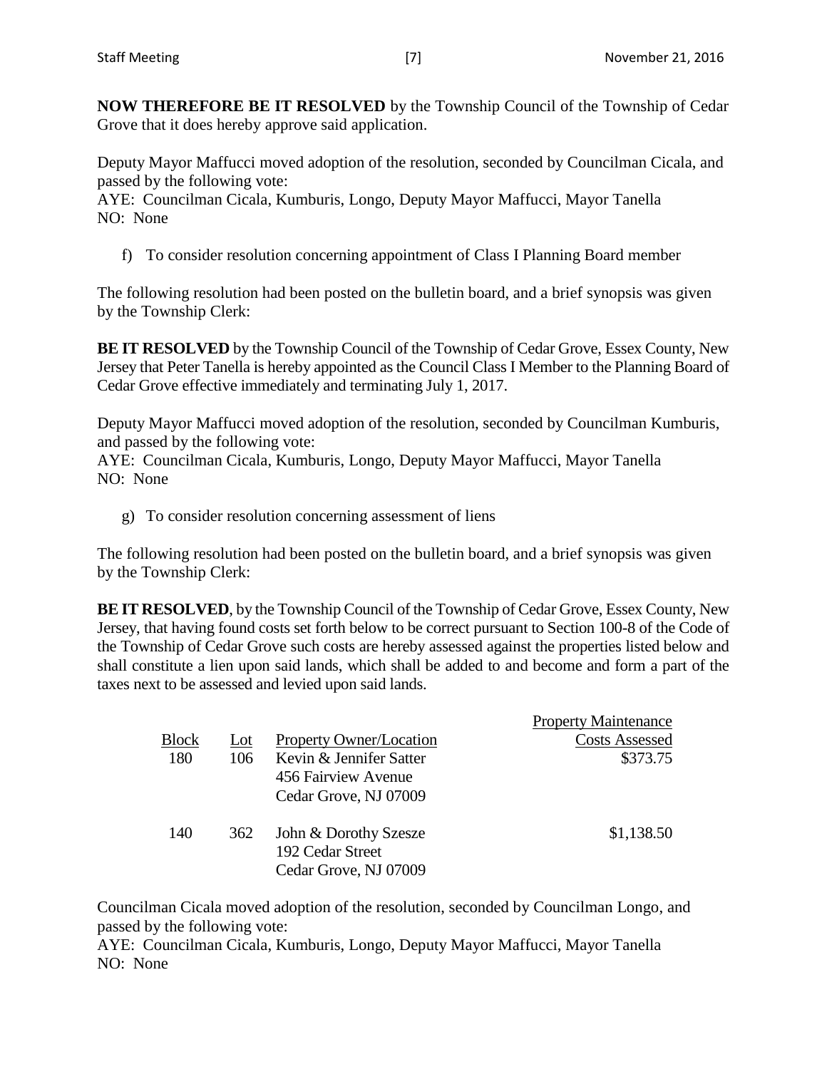**NOW THEREFORE BE IT RESOLVED** by the Township Council of the Township of Cedar Grove that it does hereby approve said application.

Deputy Mayor Maffucci moved adoption of the resolution, seconded by Councilman Cicala, and passed by the following vote:
AYE: Councilman Cicala, Kumburis, Longo, Deputy Mayor Maffucci, Mayor Tanella
NO: None

f) To consider resolution concerning appointment of Class I Planning Board member

The following resolution had been posted on the bulletin board, and a brief synopsis was given by the Township Clerk:

**BE IT RESOLVED** by the Township Council of the Township of Cedar Grove, Essex County, New Jersey that Peter Tanella is hereby appointed as the Council Class I Member to the Planning Board of Cedar Grove effective immediately and terminating July 1, 2017.

Deputy Mayor Maffucci moved adoption of the resolution, seconded by Councilman Kumburis, and passed by the following vote:
AYE: Councilman Cicala, Kumburis, Longo, Deputy Mayor Maffucci, Mayor Tanella
NO: None

g) To consider resolution concerning assessment of liens

The following resolution had been posted on the bulletin board, and a brief synopsis was given by the Township Clerk:

**BE IT RESOLVED**, by the Township Council of the Township of Cedar Grove, Essex County, New Jersey, that having found costs set forth below to be correct pursuant to Section 100-8 of the Code of the Township of Cedar Grove such costs are hereby assessed against the properties listed below and shall constitute a lien upon said lands, which shall be added to and become and form a part of the taxes next to be assessed and levied upon said lands.

| Block | Lot | Property Owner/Location | Property Maintenance Costs Assessed |
|---|---|---|---|
| 180 | 106 | Kevin & Jennifer Satter<br>456 Fairview Avenue<br>Cedar Grove, NJ 07009 | $373.75 |
| 140 | 362 | John & Dorothy Szesze<br>192 Cedar Street<br>Cedar Grove, NJ 07009 | $1,138.50 |

Councilman Cicala moved adoption of the resolution, seconded by Councilman Longo, and passed by the following vote:
AYE: Councilman Cicala, Kumburis, Longo, Deputy Mayor Maffucci, Mayor Tanella
NO: None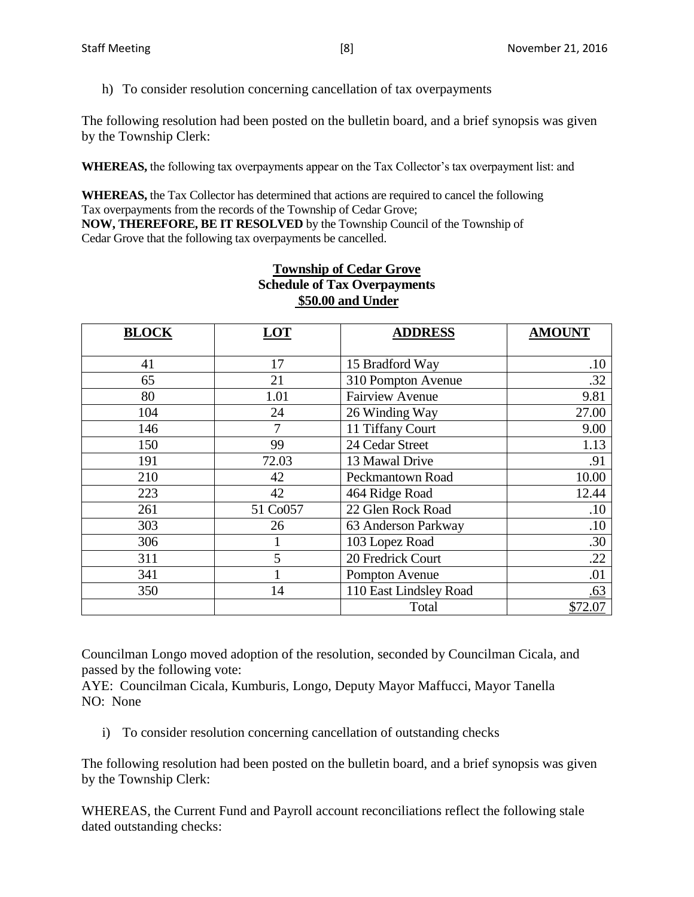h) To consider resolution concerning cancellation of tax overpayments

The following resolution had been posted on the bulletin board, and a brief synopsis was given by the Township Clerk:

**WHEREAS,** the following tax overpayments appear on the Tax Collector's tax overpayment list: and

**WHEREAS,** the Tax Collector has determined that actions are required to cancel the following Tax overpayments from the records of the Township of Cedar Grove;
**NOW, THEREFORE, BE IT RESOLVED** by the Township Council of the Township of Cedar Grove that the following tax overpayments be cancelled.

**Township of Cedar Grove**
**Schedule of Tax Overpayments**
**$50.00 and Under**

| BLOCK | LOT | ADDRESS | AMOUNT |
|---|---|---|---|
| 41 | 17 | 15 Bradford Way | .10 |
| 65 | 21 | 310 Pompton Avenue | .32 |
| 80 | 1.01 | Fairview Avenue | 9.81 |
| 104 | 24 | 26 Winding Way | 27.00 |
| 146 | 7 | 11 Tiffany Court | 9.00 |
| 150 | 99 | 24 Cedar Street | 1.13 |
| 191 | 72.03 | 13 Mawal Drive | .91 |
| 210 | 42 | Peckmantown Road | 10.00 |
| 223 | 42 | 464 Ridge Road | 12.44 |
| 261 | 51 Co057 | 22 Glen Rock Road | .10 |
| 303 | 26 | 63 Anderson Parkway | .10 |
| 306 | 1 | 103 Lopez Road | .30 |
| 311 | 5 | 20 Fredrick Court | .22 |
| 341 | 1 | Pompton Avenue | .01 |
| 350 | 14 | 110 East Lindsley Road | .63 |
| | | Total | $72.07 |

Councilman Longo moved adoption of the resolution, seconded by Councilman Cicala, and passed by the following vote:
AYE: Councilman Cicala, Kumburis, Longo, Deputy Mayor Maffucci, Mayor Tanella
NO: None

i) To consider resolution concerning cancellation of outstanding checks

The following resolution had been posted on the bulletin board, and a brief synopsis was given by the Township Clerk:

WHEREAS, the Current Fund and Payroll account reconciliations reflect the following stale dated outstanding checks: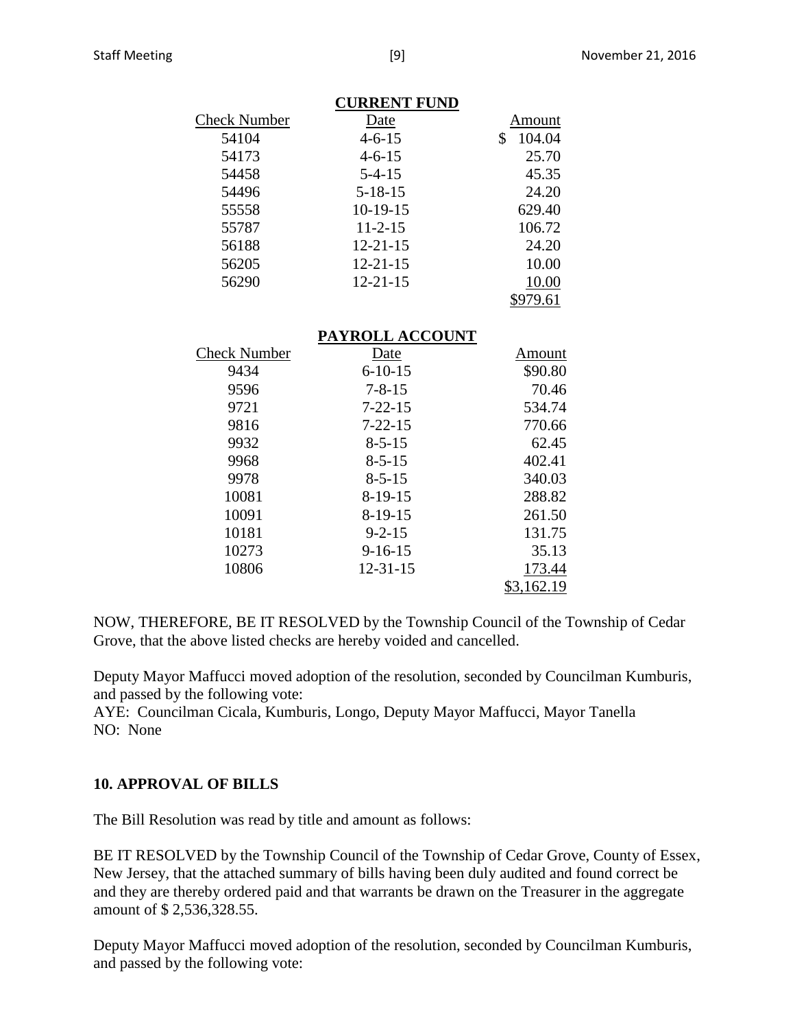**CURRENT FUND**

| Check Number | Date | Amount |
|---|---|---|
| 54104 | 4-6-15 | $ 104.04 |
| 54173 | 4-6-15 | 25.70 |
| 54458 | 5-4-15 | 45.35 |
| 54496 | 5-18-15 | 24.20 |
| 55558 | 10-19-15 | 629.40 |
| 55787 | 11-2-15 | 106.72 |
| 56188 | 12-21-15 | 24.20 |
| 56205 | 12-21-15 | 10.00 |
| 56290 | 12-21-15 | 10.00 |
| | | $979.61 |

**PAYROLL ACCOUNT**

| Check Number | Date | Amount |
|---|---|---|
| 9434 | 6-10-15 | $90.80 |
| 9596 | 7-8-15 | 70.46 |
| 9721 | 7-22-15 | 534.74 |
| 9816 | 7-22-15 | 770.66 |
| 9932 | 8-5-15 | 62.45 |
| 9968 | 8-5-15 | 402.41 |
| 9978 | 8-5-15 | 340.03 |
| 10081 | 8-19-15 | 288.82 |
| 10091 | 8-19-15 | 261.50 |
| 10181 | 9-2-15 | 131.75 |
| 10273 | 9-16-15 | 35.13 |
| 10806 | 12-31-15 | 173.44 |
| | | $3,162.19 |

NOW, THEREFORE, BE IT RESOLVED by the Township Council of the Township of Cedar Grove, that the above listed checks are hereby voided and cancelled.

Deputy Mayor Maffucci moved adoption of the resolution, seconded by Councilman Kumburis, and passed by the following vote:
AYE: Councilman Cicala, Kumburis, Longo, Deputy Mayor Maffucci, Mayor Tanella
NO: None

## 10. APPROVAL OF BILLS

The Bill Resolution was read by title and amount as follows:

BE IT RESOLVED by the Township Council of the Township of Cedar Grove, County of Essex, New Jersey, that the attached summary of bills having been duly audited and found correct be and they are thereby ordered paid and that warrants be drawn on the Treasurer in the aggregate amount of $ 2,536,328.55.

Deputy Mayor Maffucci moved adoption of the resolution, seconded by Councilman Kumburis, and passed by the following vote: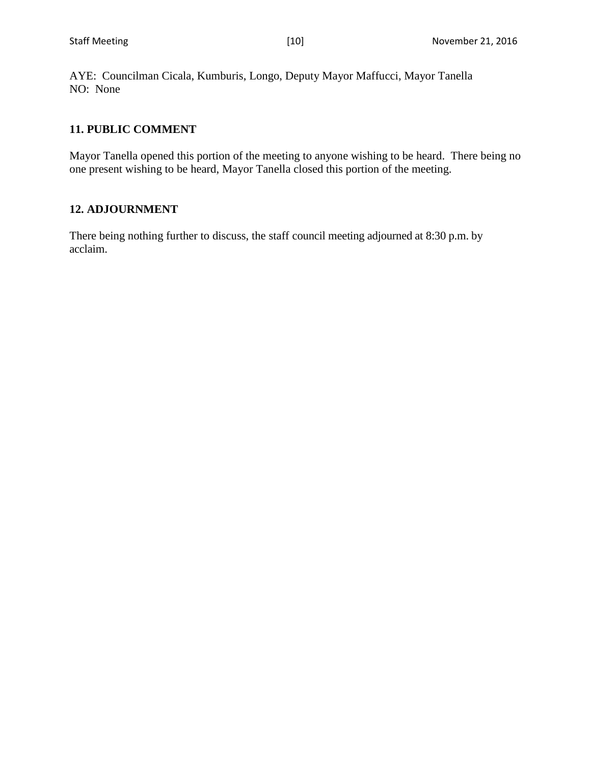AYE: Councilman Cicala, Kumburis, Longo, Deputy Mayor Maffucci, Mayor Tanella
NO: None

## 11. PUBLIC COMMENT

Mayor Tanella opened this portion of the meeting to anyone wishing to be heard. There being no one present wishing to be heard, Mayor Tanella closed this portion of the meeting.

## 12. ADJOURNMENT

There being nothing further to discuss, the staff council meeting adjourned at 8:30 p.m. by acclaim.